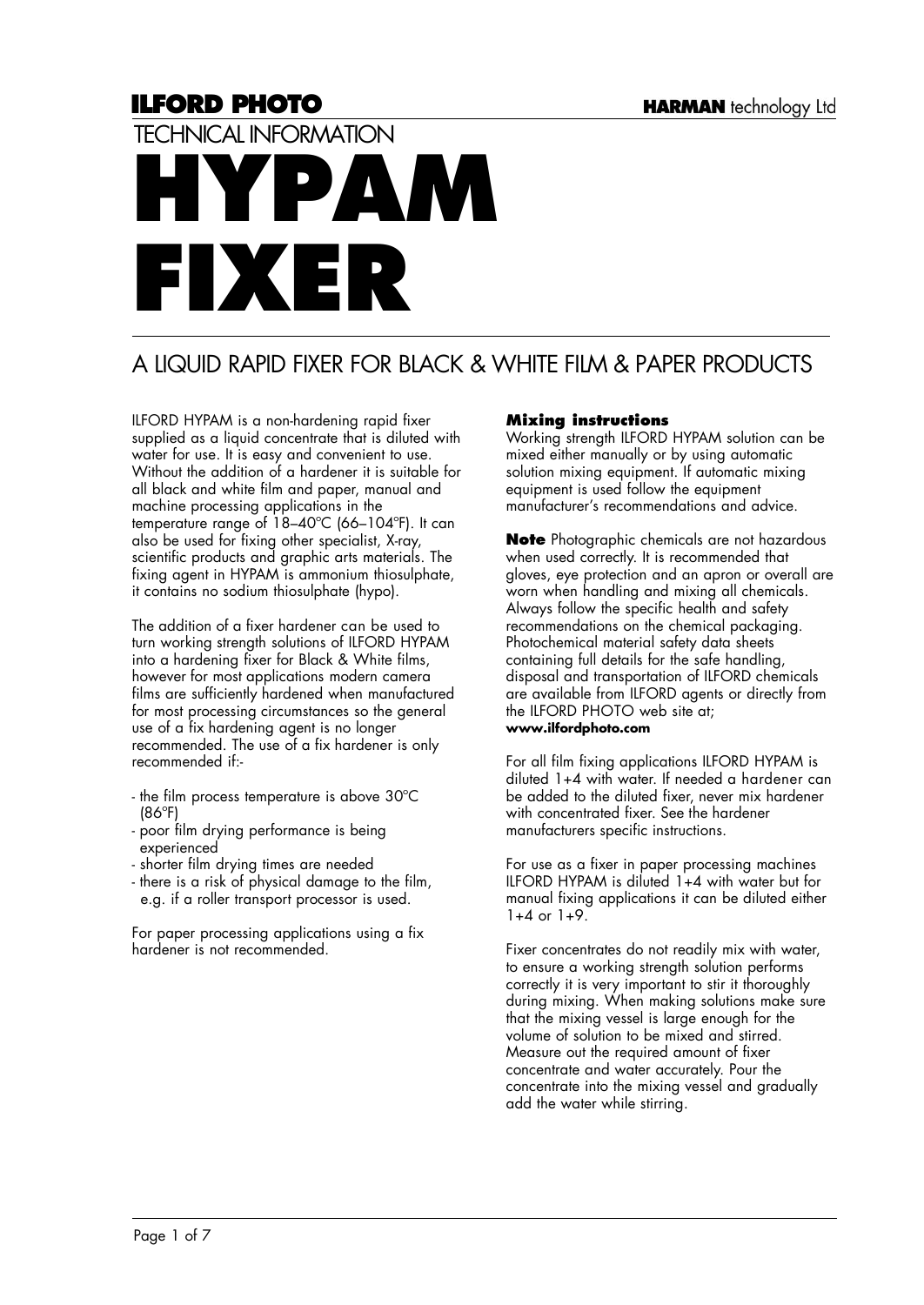**ILFORD PHOTO** **HARMAN** technology Ltd

TECHNICAL INFORMATION

# HYPAM FIXER

## A LIQUID RAPID FIXER FOR BLACK & WHITE FILM & PAPER PRODUCTS

ILFORD HYPAM is a non-hardening rapid fixer supplied as a liquid concentrate that is diluted with water for use. It is easy and convenient to use. Without the addition of a hardener it is suitable for all black and white film and paper, manual and machine processing applications in the temperature range of 18–40°C (66–104°F). It can also be used for fixing other specialist, X-ray, scientific products and graphic arts materials. The fixing agent in HYPAM is ammonium thiosulphate, it contains no sodium thiosulphate (hypo).

The addition of a fixer hardener can be used to turn working strength solutions of ILFORD HYPAM into a hardening fixer for Black & White films, however for most applications modern camera films are sufficiently hardened when manufactured for most processing circumstances so the general use of a fix hardening agent is no longer recommended. The use of a fix hardener is only recommended if:-

- the film process temperature is above 30°C (86°F)
- poor film drying performance is being experienced
- shorter film drying times are needed
- there is a risk of physical damage to the film, e.g. if a roller transport processor is used.

For paper processing applications using a fix hardener is not recommended.

### Mixing instructions

Working strength ILFORD HYPAM solution can be mixed either manually or by using automatic solution mixing equipment. If automatic mixing equipment is used follow the equipment manufacturer's recommendations and advice.

**Note** Photographic chemicals are not hazardous when used correctly. It is recommended that gloves, eye protection and an apron or overall are worn when handling and mixing all chemicals. Always follow the specific health and safety recommendations on the chemical packaging. Photochemical material safety data sheets containing full details for the safe handling, disposal and transportation of ILFORD chemicals are available from ILFORD agents or directly from the ILFORD PHOTO web site at;
**www.ilfordphoto.com**

For all film fixing applications ILFORD HYPAM is diluted 1+4 with water. If needed a hardener can be added to the diluted fixer, never mix hardener with concentrated fixer. See the hardener manufacturers specific instructions.

For use as a fixer in paper processing machines ILFORD HYPAM is diluted 1+4 with water but for manual fixing applications it can be diluted either 1+4 or 1+9.

Fixer concentrates do not readily mix with water, to ensure a working strength solution performs correctly it is very important to stir it thoroughly during mixing. When making solutions make sure that the mixing vessel is large enough for the volume of solution to be mixed and stirred. Measure out the required amount of fixer concentrate and water accurately. Pour the concentrate into the mixing vessel and gradually add the water while stirring.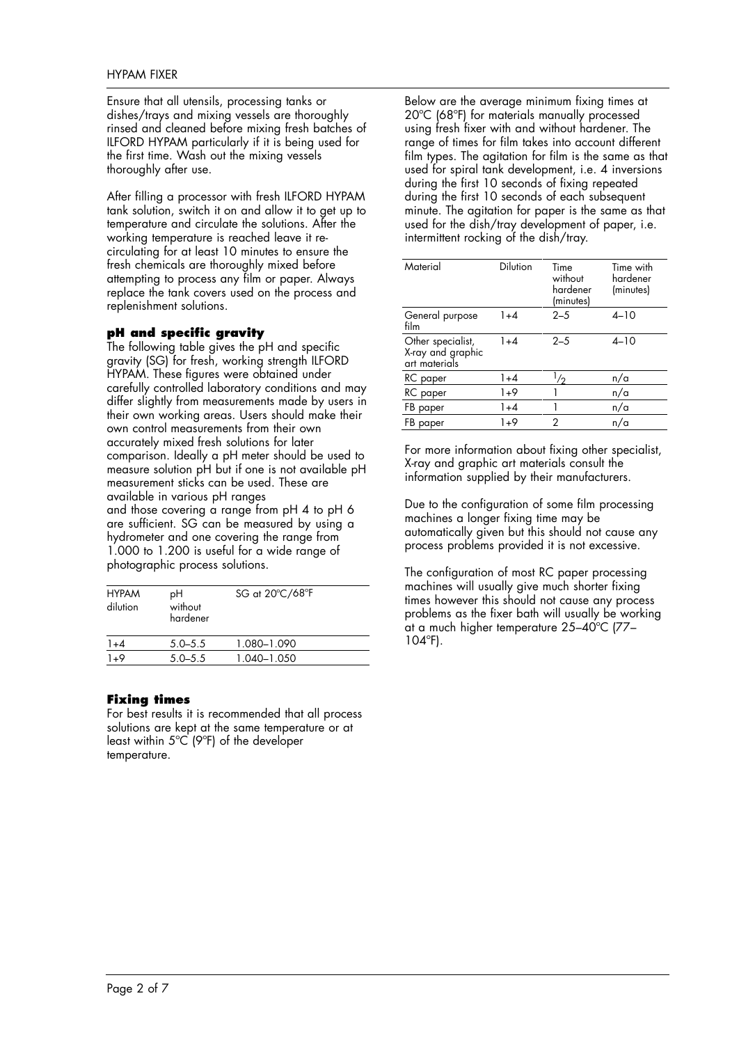Ensure that all utensils, processing tanks or dishes/trays and mixing vessels are thoroughly rinsed and cleaned before mixing fresh batches of ILFORD HYPAM particularly if it is being used for the first time. Wash out the mixing vessels thoroughly after use.

After filling a processor with fresh ILFORD HYPAM tank solution, switch it on and allow it to get up to temperature and circulate the solutions. After the working temperature is reached leave it re-circulating for at least 10 minutes to ensure the fresh chemicals are thoroughly mixed before attempting to process any film or paper. Always replace the tank covers used on the process and replenishment solutions.

### pH and specific gravity

The following table gives the pH and specific gravity (SG) for fresh, working strength ILFORD HYPAM. These figures were obtained under carefully controlled laboratory conditions and may differ slightly from measurements made by users in their own working areas. Users should make their own control measurements from their own accurately mixed fresh solutions for later comparison. Ideally a pH meter should be used to measure solution pH but if one is not available pH measurement sticks can be used. These are available in various pH ranges and those covering a range from pH 4 to pH 6 are sufficient. SG can be measured by using a hydrometer and one covering the range from 1.000 to 1.200 is useful for a wide range of photographic process solutions.

| HYPAM dilution | pH without hardener | SG at 20°C/68°F |
|---|---|---|
| 1+4 | 5.0–5.5 | 1.080–1.090 |
| 1+9 | 5.0–5.5 | 1.040–1.050 |

### Fixing times

For best results it is recommended that all process solutions are kept at the same temperature or at least within 5°C (9°F) of the developer temperature.

Below are the average minimum fixing times at 20°C (68°F) for materials manually processed using fresh fixer with and without hardener. The range of times for film takes into account different film types. The agitation for film is the same as that used for spiral tank development, i.e. 4 inversions during the first 10 seconds of fixing repeated during the first 10 seconds of each subsequent minute. The agitation for paper is the same as that used for the dish/tray development of paper, i.e. intermittent rocking of the dish/tray.

| Material | Dilution | Time without hardener (minutes) | Time with hardener (minutes) |
|---|---|---|---|
| General purpose film | 1+4 | 2–5 | 4–10 |
| Other specialist, X-ray and graphic art materials | 1+4 | 2–5 | 4–10 |
| RC paper | 1+4 | 1/2 | n/a |
| RC paper | 1+9 | 1 | n/a |
| FB paper | 1+4 | 1 | n/a |
| FB paper | 1+9 | 2 | n/a |

For more information about fixing other specialist, X-ray and graphic art materials consult the information supplied by their manufacturers.

Due to the configuration of some film processing machines a longer fixing time may be automatically given but this should not cause any process problems provided it is not excessive.

The configuration of most RC paper processing machines will usually give much shorter fixing times however this should not cause any process problems as the fixer bath will usually be working at a much higher temperature 25–40°C (77–104°F).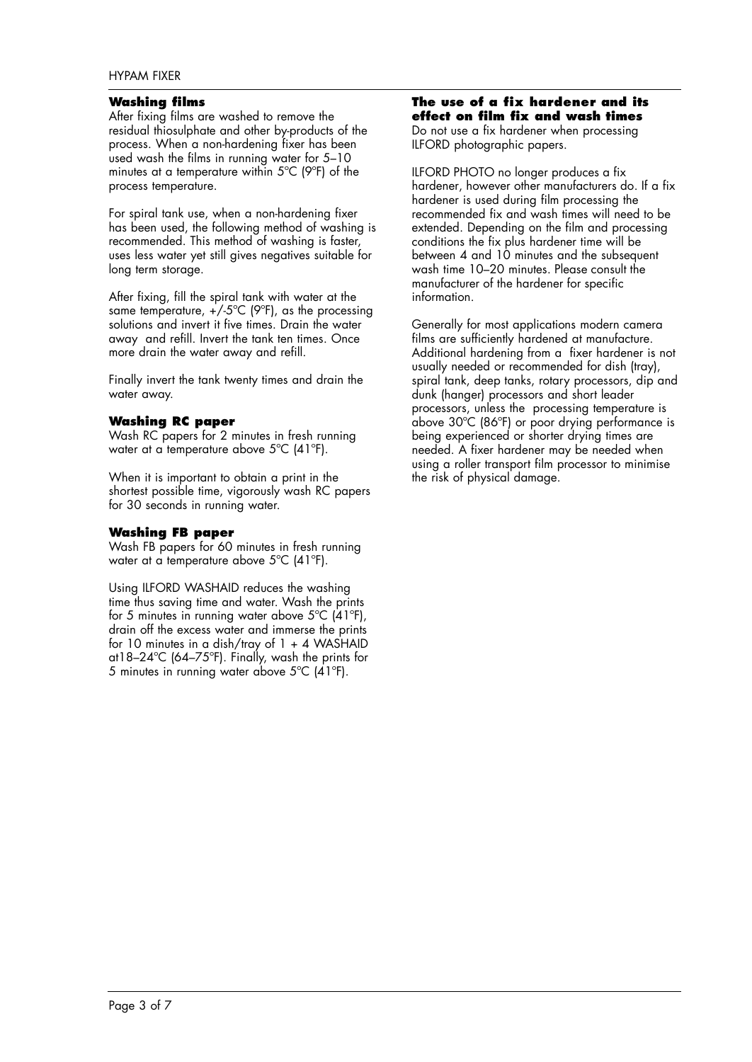## Washing films

After fixing films are washed to remove the residual thiosulphate and other by-products of the process. When a non-hardening fixer has been used wash the films in running water for 5–10 minutes at a temperature within 5°C (9°F) of the process temperature.

For spiral tank use, when a non-hardening fixer has been used, the following method of washing is recommended. This method of washing is faster, uses less water yet still gives negatives suitable for long term storage.

After fixing, fill the spiral tank with water at the same temperature, +/-5°C (9°F), as the processing solutions and invert it five times. Drain the water away and refill. Invert the tank ten times. Once more drain the water away and refill.

Finally invert the tank twenty times and drain the water away.

## Washing RC paper

Wash RC papers for 2 minutes in fresh running water at a temperature above 5°C (41°F).

When it is important to obtain a print in the shortest possible time, vigorously wash RC papers for 30 seconds in running water.

## Washing FB paper

Wash FB papers for 60 minutes in fresh running water at a temperature above 5°C (41°F).

Using ILFORD WASHAID reduces the washing time thus saving time and water. Wash the prints for 5 minutes in running water above 5°C (41°F), drain off the excess water and immerse the prints for 10 minutes in a dish/tray of 1 + 4 WASHAID at18–24°C (64–75°F). Finally, wash the prints for 5 minutes in running water above 5°C (41°F).

## The use of a fix hardener and its effect on film fix and wash times

Do not use a fix hardener when processing ILFORD photographic papers.

ILFORD PHOTO no longer produces a fix hardener, however other manufacturers do. If a fix hardener is used during film processing the recommended fix and wash times will need to be extended. Depending on the film and processing conditions the fix plus hardener time will be between 4 and 10 minutes and the subsequent wash time 10–20 minutes. Please consult the manufacturer of the hardener for specific information.

Generally for most applications modern camera films are sufficiently hardened at manufacture. Additional hardening from a fixer hardener is not usually needed or recommended for dish (tray), spiral tank, deep tanks, rotary processors, dip and dunk (hanger) processors and short leader processors, unless the processing temperature is above 30°C (86°F) or poor drying performance is being experienced or shorter drying times are needed. A fixer hardener may be needed when using a roller transport film processor to minimise the risk of physical damage.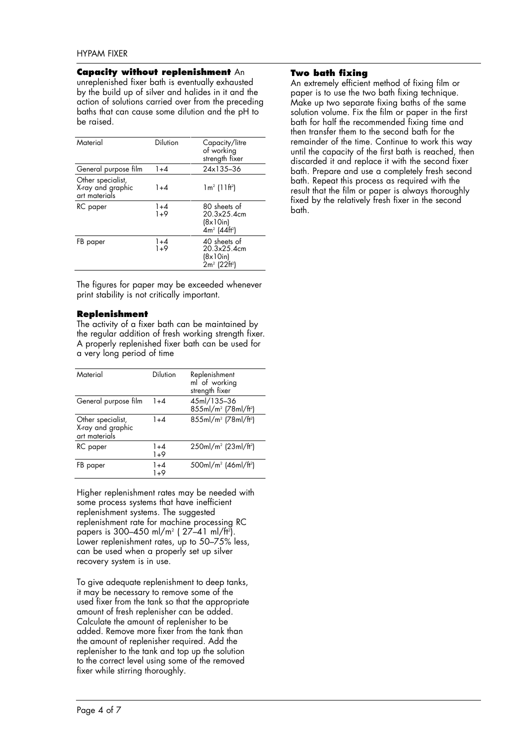**Capacity without replenishment** An unreplenished fixer bath is eventually exhausted by the build up of silver and halides in it and the action of solutions carried over from the preceding baths that can cause some dilution and the pH to be raised.

| Material | Dilution | Capacity/litre of working strength fixer |
|---|---|---|
| General purpose film | 1+4 | 24x135–36 |
| Other specialist, X-ray and graphic art materials | 1+4 | $1m^2$ ($11ft^2$) |
| RC paper | 1+4<br>1+9 | 80 sheets of 20.3x25.4cm (8x10in)<br>$4m^2$ ($44ft^2$) |
| FB paper | 1+4<br>1+9 | 40 sheets of 20.3x25.4cm (8x10in)<br>$2m^2$ ($22ft^2$) |

The figures for paper may be exceeded whenever print stability is not critically important.

**Replenishment**

The activity of a fixer bath can be maintained by the regular addition of fresh working strength fixer. A properly replenished fixer bath can be used for a very long period of time

| Material | Dilution | Replenishment ml of working strength fixer |
|---|---|---|
| General purpose film | 1+4 | 45ml/135–36<br>$855ml/m^2$ ($78ml/ft^2$) |
| Other specialist, X-ray and graphic art materials | 1+4 | $855ml/m^2$ ($78ml/ft^2$) |
| RC paper | 1+4<br>1+9 | $250ml/m^2$ ($23ml/ft^2$) |
| FB paper | 1+4<br>1+9 | $500ml/m^2$ ($46ml/ft^2$) |

Higher replenishment rates may be needed with some process systems that have inefficient replenishment systems. The suggested replenishment rate for machine processing RC papers is 300–450 $ml/m^2$ ( 27–41 $ml/ft^2$). Lower replenishment rates, up to 50–75% less, can be used when a properly set up silver recovery system is in use.

To give adequate replenishment to deep tanks, it may be necessary to remove some of the used fixer from the tank so that the appropriate amount of fresh replenisher can be added. Calculate the amount of replenisher to be added. Remove more fixer from the tank than the amount of replenisher required. Add the replenisher to the tank and top up the solution to the correct level using some of the removed fixer while stirring thoroughly.

**Two bath fixing**

An extremely efficient method of fixing film or paper is to use the two bath fixing technique. Make up two separate fixing baths of the same solution volume. Fix the film or paper in the first bath for half the recommended fixing time and then transfer them to the second bath for the remainder of the time. Continue to work this way until the capacity of the first bath is reached, then discarded it and replace it with the second fixer bath. Prepare and use a completely fresh second bath. Repeat this process as required with the result that the film or paper is always thoroughly fixed by the relatively fresh fixer in the second bath.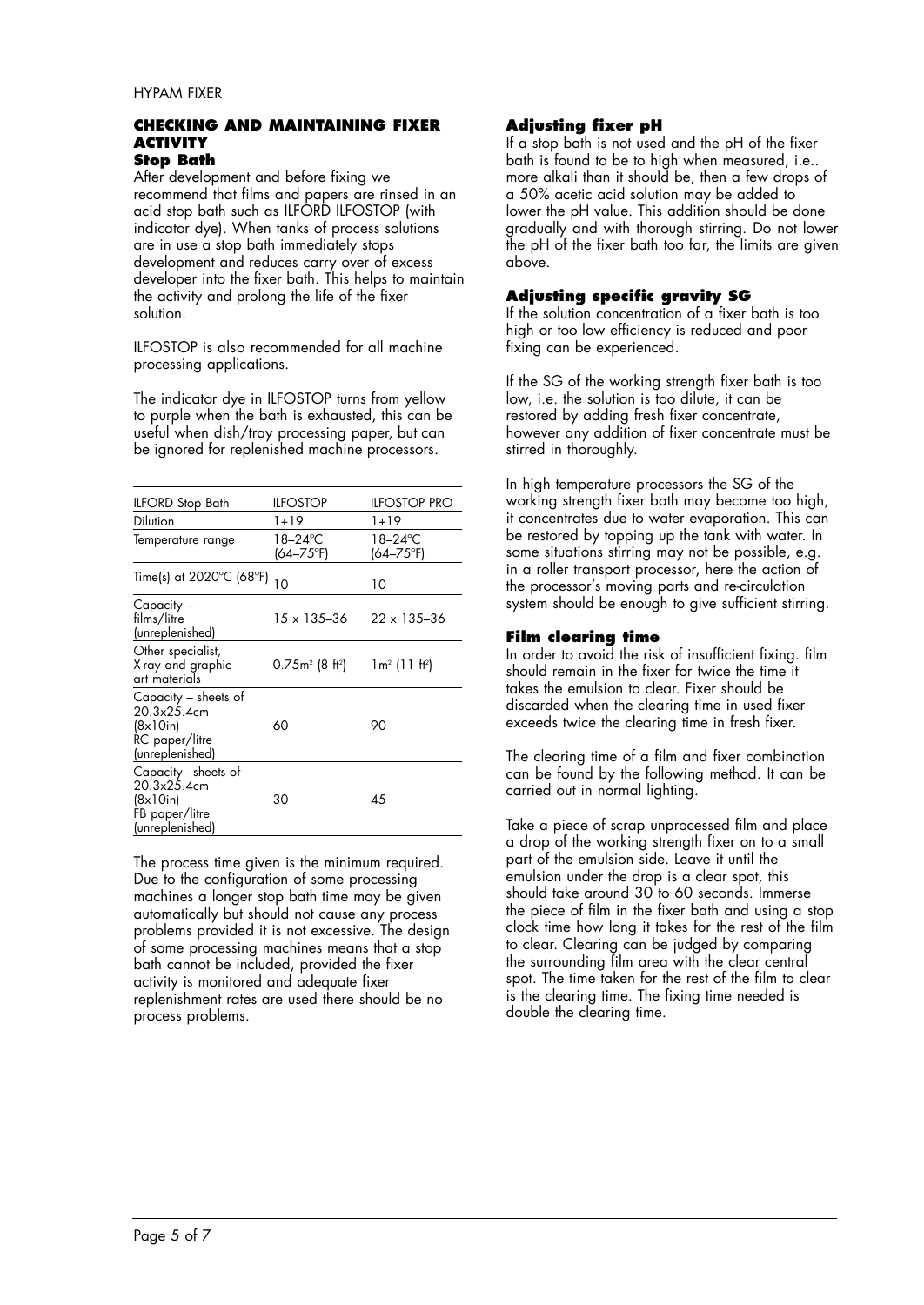## CHECKING AND MAINTAINING FIXER ACTIVITY

### Stop Bath

After development and before fixing we recommend that films and papers are rinsed in an acid stop bath such as ILFORD ILFOSTOP (with indicator dye). When tanks of process solutions are in use a stop bath immediately stops development and reduces carry over of excess developer into the fixer bath. This helps to maintain the activity and prolong the life of the fixer solution.

ILFOSTOP is also recommended for all machine processing applications.

The indicator dye in ILFOSTOP turns from yellow to purple when the bath is exhausted, this can be useful when dish/tray processing paper, but can be ignored for replenished machine processors.

| ILFORD Stop Bath | ILFOSTOP | ILFOSTOP PRO |
|---|---|---|
| Dilution | 1+19 | 1+19 |
| Temperature range | 18–24ºC (64–75ºF) | 18–24ºC (64–75ºF) |
| Time(s) at 2020ºC (68ºF) | 10 | 10 |
| Capacity – films/litre (unreplenished) | 15 x 135–36 | 22 x 135–36 |
| Other specialist, X-ray and graphic art materials | 0.75m² (8 ft²) | 1m² (11 ft²) |
| Capacity – sheets of 20.3x25.4cm (8x10in) RC paper/litre (unreplenished) | 60 | 90 |
| Capacity - sheets of 20.3x25.4cm (8x10in) FB paper/litre (unreplenished) | 30 | 45 |

The process time given is the minimum required. Due to the configuration of some processing machines a longer stop bath time may be given automatically but should not cause any process problems provided it is not excessive. The design of some processing machines means that a stop bath cannot be included, provided the fixer activity is monitored and adequate fixer replenishment rates are used there should be no process problems.

### Adjusting fixer pH

If a stop bath is not used and the pH of the fixer bath is found to be to high when measured, i.e.. more alkali than it should be, then a few drops of a 50% acetic acid solution may be added to lower the pH value. This addition should be done gradually and with thorough stirring. Do not lower the pH of the fixer bath too far, the limits are given above.

### Adjusting specific gravity SG

If the solution concentration of a fixer bath is too high or too low efficiency is reduced and poor fixing can be experienced.

If the SG of the working strength fixer bath is too low, i.e. the solution is too dilute, it can be restored by adding fresh fixer concentrate, however any addition of fixer concentrate must be stirred in thoroughly.

In high temperature processors the SG of the working strength fixer bath may become too high, it concentrates due to water evaporation. This can be restored by topping up the tank with water. In some situations stirring may not be possible, e.g. in a roller transport processor, here the action of the processor's moving parts and re-circulation system should be enough to give sufficient stirring.

### Film clearing time

In order to avoid the risk of insufficient fixing. film should remain in the fixer for twice the time it takes the emulsion to clear. Fixer should be discarded when the clearing time in used fixer exceeds twice the clearing time in fresh fixer.

The clearing time of a film and fixer combination can be found by the following method. It can be carried out in normal lighting.

Take a piece of scrap unprocessed film and place a drop of the working strength fixer on to a small part of the emulsion side. Leave it until the emulsion under the drop is a clear spot, this should take around 30 to 60 seconds. Immerse the piece of film in the fixer bath and using a stop clock time how long it takes for the rest of the film to clear. Clearing can be judged by comparing the surrounding film area with the clear central spot. The time taken for the rest of the film to clear is the clearing time. The fixing time needed is double the clearing time.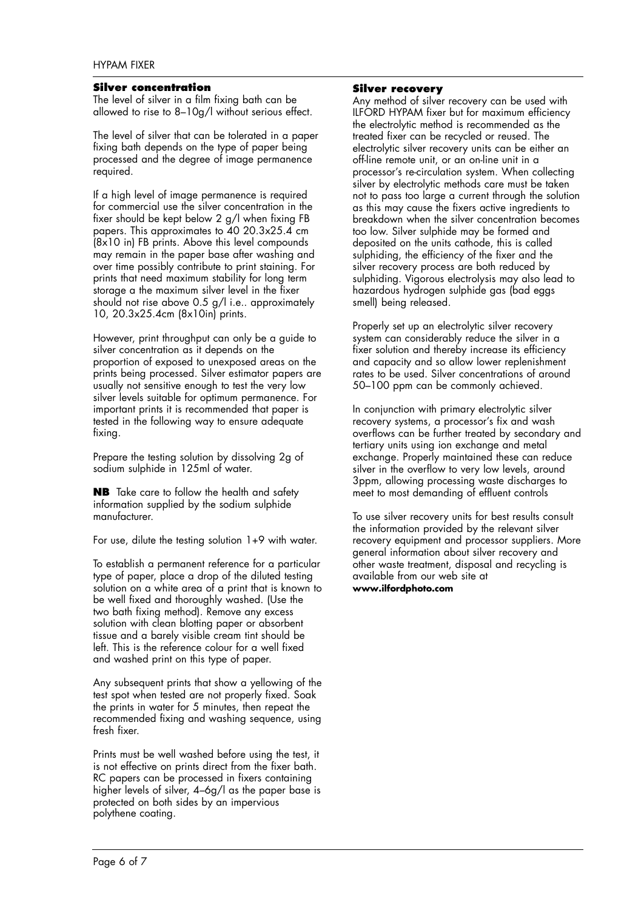## Silver concentration

The level of silver in a film fixing bath can be allowed to rise to 8–10g/l without serious effect.

The level of silver that can be tolerated in a paper fixing bath depends on the type of paper being processed and the degree of image permanence required.

If a high level of image permanence is required for commercial use the silver concentration in the fixer should be kept below 2 g/l when fixing FB papers. This approximates to 40 20.3x25.4 cm (8x10 in) FB prints. Above this level silver compounds may remain in the paper base after washing and over time possibly contribute to print staining. For prints that need maximum stability for long term storage a the maximum silver level in the fixer should not rise above 0.5 g/l i.e.. approximately 10, 20.3x25.4cm (8x10in) prints.

However, print throughput can only be a guide to silver concentration as it depends on the proportion of exposed to unexposed areas on the prints being processed. Silver estimator papers are usually not sensitive enough to test the very low silver levels suitable for optimum permanence. For important prints it is recommended that paper is tested in the following way to ensure adequate fixing.

Prepare the testing solution by dissolving 2g of sodium sulphide in 125ml of water.

**NB** Take care to follow the health and safety information supplied by the sodium sulphide manufacturer.

For use, dilute the testing solution 1+9 with water.

To establish a permanent reference for a particular type of paper, place a drop of the diluted testing solution on a white area of a print that is known to be well fixed and thoroughly washed. (Use the two bath fixing method). Remove any excess solution with clean blotting paper or absorbent tissue and a barely visible cream tint should be left. This is the reference colour for a well fixed and washed print on this type of paper.

Any subsequent prints that show a yellowing of the test spot when tested are not properly fixed. Soak the prints in water for 5 minutes, then repeat the recommended fixing and washing sequence, using fresh fixer.

Prints must be well washed before using the test, it is not effective on prints direct from the fixer bath. RC papers can be processed in fixers containing higher levels of silver, 4–6g/l as the paper base is protected on both sides by an impervious polythene coating.

## Silver recovery

Any method of silver recovery can be used with ILFORD HYPAM fixer but for maximum efficiency the electrolytic method is recommended as the treated fixer can be recycled or reused. The electrolytic silver recovery units can be either an off-line remote unit, or an on-line unit in a processor's re-circulation system. When collecting silver by electrolytic methods care must be taken not to pass too large a current through the solution as this may cause the fixers active ingredients to breakdown when the silver concentration becomes too low. Silver sulphide may be formed and deposited on the units cathode, this is called sulphiding, the efficiency of the fixer and the silver recovery process are both reduced by sulphiding. Vigorous electrolysis may also lead to hazardous hydrogen sulphide gas (bad eggs smell) being released.

Properly set up an electrolytic silver recovery system can considerably reduce the silver in a fixer solution and thereby increase its efficiency and capacity and so allow lower replenishment rates to be used. Silver concentrations of around 50–100 ppm can be commonly achieved.

In conjunction with primary electrolytic silver recovery systems, a processor's fix and wash overflows can be further treated by secondary and tertiary units using ion exchange and metal exchange. Properly maintained these can reduce silver in the overflow to very low levels, around 3ppm, allowing processing waste discharges to meet to most demanding of effluent controls

To use silver recovery units for best results consult the information provided by the relevant silver recovery equipment and processor suppliers. More general information about silver recovery and other waste treatment, disposal and recycling is available from our web site at **www.ilfordphoto.com**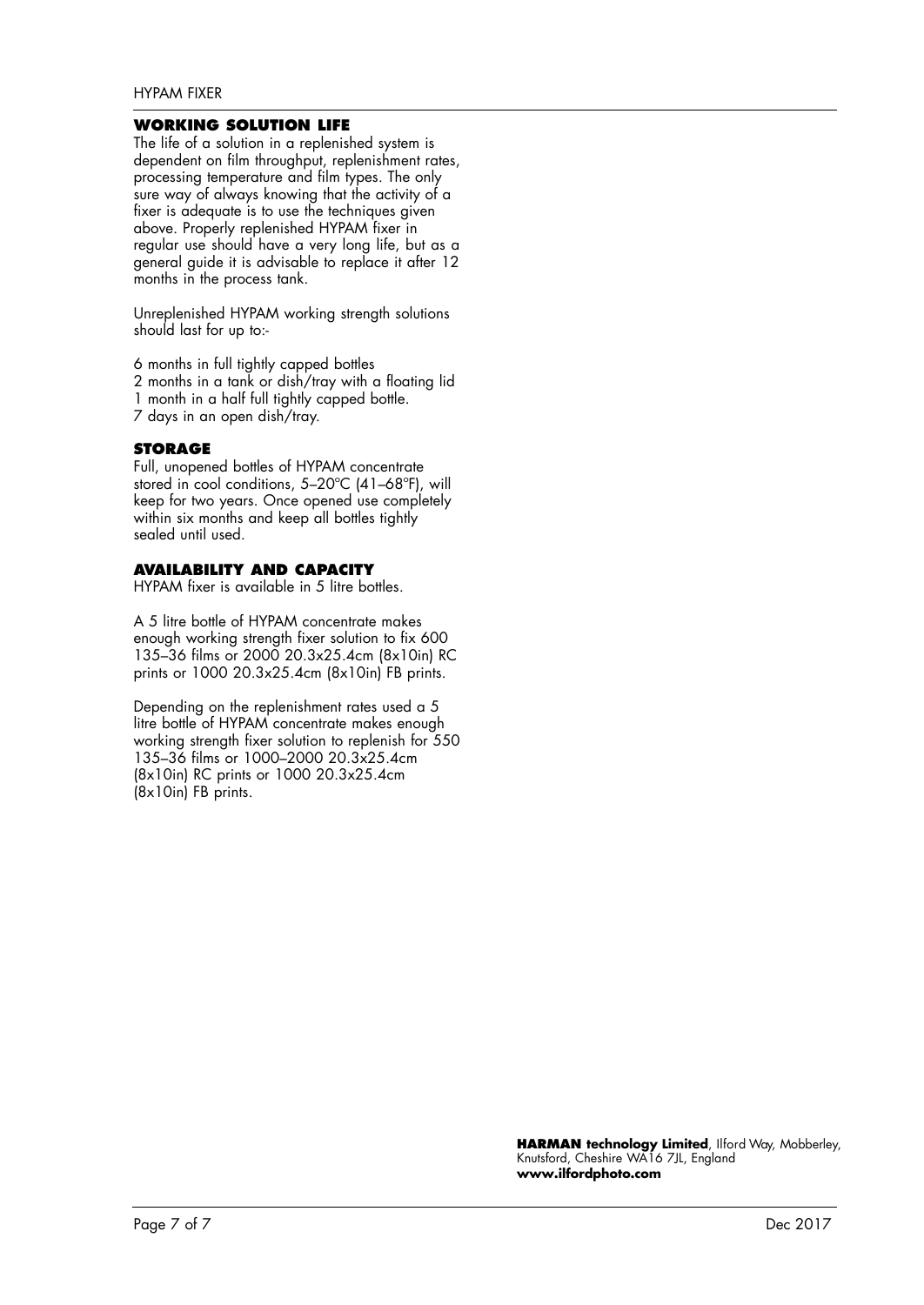## WORKING SOLUTION LIFE

The life of a solution in a replenished system is dependent on film throughput, replenishment rates, processing temperature and film types. The only sure way of always knowing that the activity of a fixer is adequate is to use the techniques given above. Properly replenished HYPAM fixer in regular use should have a very long life, but as a general guide it is advisable to replace it after 12 months in the process tank.

Unreplenished HYPAM working strength solutions should last for up to:-

6 months in full tightly capped bottles
2 months in a tank or dish/tray with a floating lid
1 month in a half full tightly capped bottle.
7 days in an open dish/tray.

## STORAGE

Full, unopened bottles of HYPAM concentrate stored in cool conditions, 5–20°C (41–68°F), will keep for two years. Once opened use completely within six months and keep all bottles tightly sealed until used.

## AVAILABILITY AND CAPACITY

HYPAM fixer is available in 5 litre bottles.

A 5 litre bottle of HYPAM concentrate makes enough working strength fixer solution to fix 600 135–36 films or 2000 20.3x25.4cm (8x10in) RC prints or 1000 20.3x25.4cm (8x10in) FB prints.

Depending on the replenishment rates used a 5 litre bottle of HYPAM concentrate makes enough working strength fixer solution to replenish for 550 135–36 films or 1000–2000 20.3x25.4cm (8x10in) RC prints or 1000 20.3x25.4cm (8x10in) FB prints.

**HARMAN technology Limited**, Ilford Way, Mobberley, Knutsford, Cheshire WA16 7JL, England
**www.ilfordphoto.com**